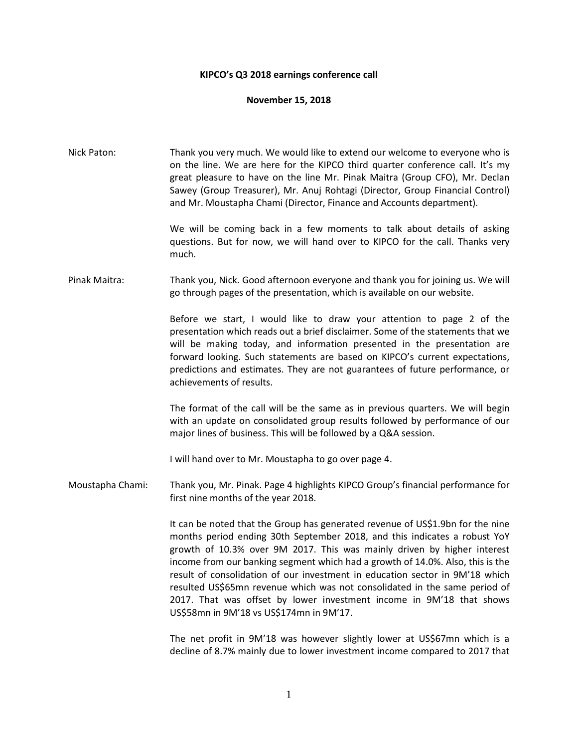**KIPCO's Q3 2018 earnings conference call**

**November 15, 2018**

Nick Paton: Thank you very much. We would like to extend our welcome to everyone who is on the line. We are here for the KIPCO third quarter conference call. It's my great pleasure to have on the line Mr. Pinak Maitra (Group CFO), Mr. Declan Sawey (Group Treasurer), Mr. Anuj Rohtagi (Director, Group Financial Control) and Mr. Moustapha Chami (Director, Finance and Accounts department).

We will be coming back in a few moments to talk about details of asking questions. But for now, we will hand over to KIPCO for the call. Thanks very much.

Pinak Maitra: Thank you, Nick. Good afternoon everyone and thank you for joining us. We will go through pages of the presentation, which is available on our website.

Before we start, I would like to draw your attention to page 2 of the presentation which reads out a brief disclaimer. Some of the statements that we will be making today, and information presented in the presentation are forward looking. Such statements are based on KIPCO's current expectations, predictions and estimates. They are not guarantees of future performance, or achievements of results.

The format of the call will be the same as in previous quarters. We will begin with an update on consolidated group results followed by performance of our major lines of business. This will be followed by a Q&A session.

I will hand over to Mr. Moustapha to go over page 4.

Moustapha Chami: Thank you, Mr. Pinak. Page 4 highlights KIPCO Group's financial performance for first nine months of the year 2018.

It can be noted that the Group has generated revenue of US$1.9bn for the nine months period ending 30th September 2018, and this indicates a robust YoY growth of 10.3% over 9M 2017. This was mainly driven by higher interest income from our banking segment which had a growth of 14.0%. Also, this is the result of consolidation of our investment in education sector in 9M'18 which resulted US$65mn revenue which was not consolidated in the same period of 2017. That was offset by lower investment income in 9M'18 that shows US$58mn in 9M'18 vs US$174mn in 9M'17.

The net profit in 9M'18 was however slightly lower at US$67mn which is a decline of 8.7% mainly due to lower investment income compared to 2017 that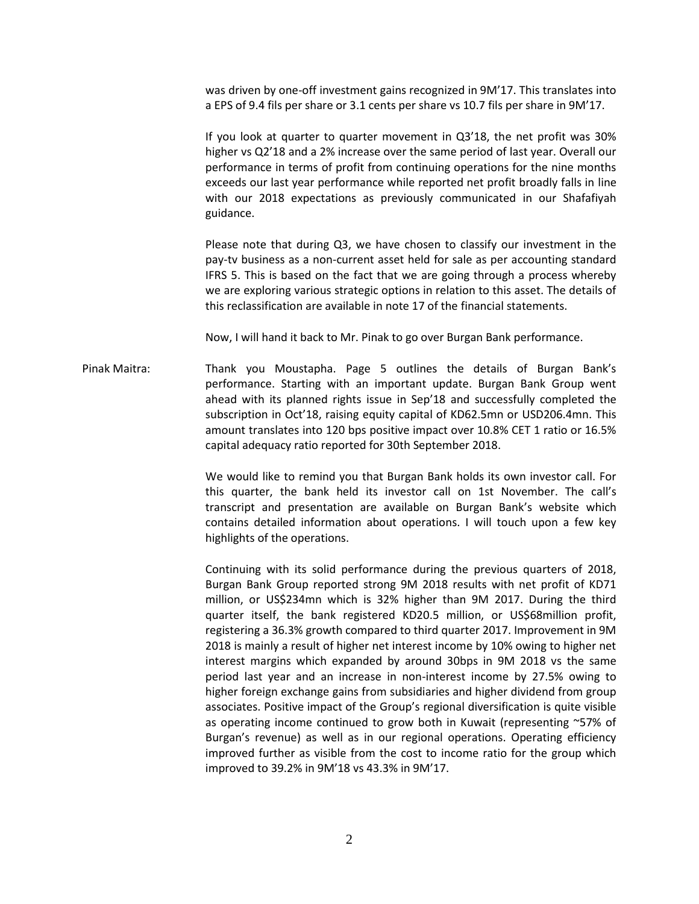was driven by one-off investment gains recognized in 9M'17. This translates into a EPS of 9.4 fils per share or 3.1 cents per share vs 10.7 fils per share in 9M'17.

If you look at quarter to quarter movement in Q3'18, the net profit was 30% higher vs Q2'18 and a 2% increase over the same period of last year. Overall our performance in terms of profit from continuing operations for the nine months exceeds our last year performance while reported net profit broadly falls in line with our 2018 expectations as previously communicated in our Shafafiyah guidance.

Please note that during Q3, we have chosen to classify our investment in the pay-tv business as a non-current asset held for sale as per accounting standard IFRS 5. This is based on the fact that we are going through a process whereby we are exploring various strategic options in relation to this asset. The details of this reclassification are available in note 17 of the financial statements.

Now, I will hand it back to Mr. Pinak to go over Burgan Bank performance.

Pinak Maitra: Thank you Moustapha. Page 5 outlines the details of Burgan Bank's performance. Starting with an important update. Burgan Bank Group went ahead with its planned rights issue in Sep'18 and successfully completed the subscription in Oct'18, raising equity capital of KD62.5mn or USD206.4mn. This amount translates into 120 bps positive impact over 10.8% CET 1 ratio or 16.5% capital adequacy ratio reported for 30th September 2018.

We would like to remind you that Burgan Bank holds its own investor call. For this quarter, the bank held its investor call on 1st November. The call's transcript and presentation are available on Burgan Bank's website which contains detailed information about operations. I will touch upon a few key highlights of the operations.

Continuing with its solid performance during the previous quarters of 2018, Burgan Bank Group reported strong 9M 2018 results with net profit of KD71 million, or US$234mn which is 32% higher than 9M 2017. During the third quarter itself, the bank registered KD20.5 million, or US$68million profit, registering a 36.3% growth compared to third quarter 2017. Improvement in 9M 2018 is mainly a result of higher net interest income by 10% owing to higher net interest margins which expanded by around 30bps in 9M 2018 vs the same period last year and an increase in non-interest income by 27.5% owing to higher foreign exchange gains from subsidiaries and higher dividend from group associates. Positive impact of the Group's regional diversification is quite visible as operating income continued to grow both in Kuwait (representing ~57% of Burgan's revenue) as well as in our regional operations. Operating efficiency improved further as visible from the cost to income ratio for the group which improved to 39.2% in 9M'18 vs 43.3% in 9M'17.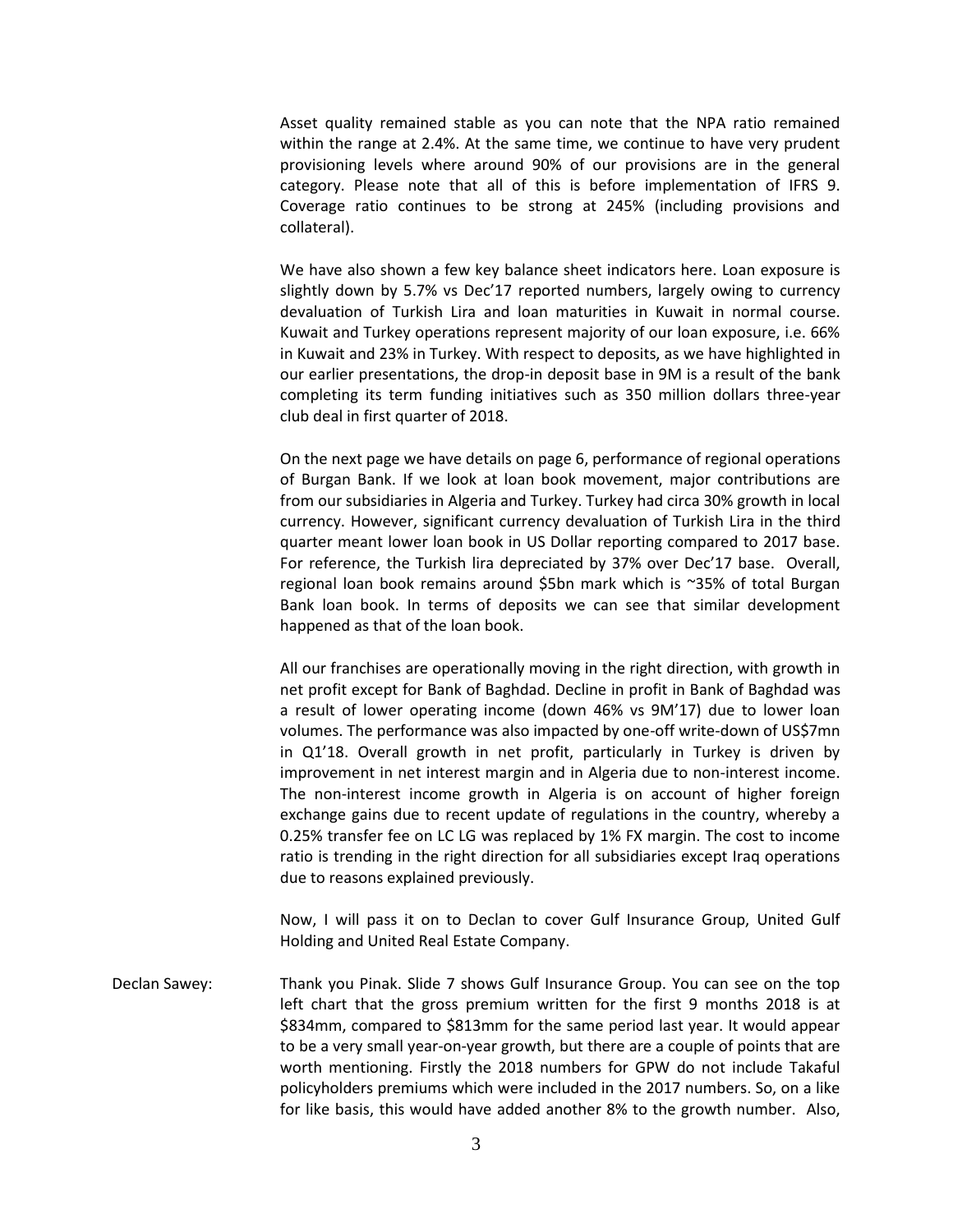Asset quality remained stable as you can note that the NPA ratio remained within the range at 2.4%. At the same time, we continue to have very prudent provisioning levels where around 90% of our provisions are in the general category. Please note that all of this is before implementation of IFRS 9. Coverage ratio continues to be strong at 245% (including provisions and collateral).

We have also shown a few key balance sheet indicators here. Loan exposure is slightly down by 5.7% vs Dec'17 reported numbers, largely owing to currency devaluation of Turkish Lira and loan maturities in Kuwait in normal course. Kuwait and Turkey operations represent majority of our loan exposure, i.e. 66% in Kuwait and 23% in Turkey. With respect to deposits, as we have highlighted in our earlier presentations, the drop-in deposit base in 9M is a result of the bank completing its term funding initiatives such as 350 million dollars three-year club deal in first quarter of 2018.

On the next page we have details on page 6, performance of regional operations of Burgan Bank. If we look at loan book movement, major contributions are from our subsidiaries in Algeria and Turkey. Turkey had circa 30% growth in local currency. However, significant currency devaluation of Turkish Lira in the third quarter meant lower loan book in US Dollar reporting compared to 2017 base. For reference, the Turkish lira depreciated by 37% over Dec'17 base. Overall, regional loan book remains around \$5bn mark which is ~35% of total Burgan Bank loan book. In terms of deposits we can see that similar development happened as that of the loan book.

All our franchises are operationally moving in the right direction, with growth in net profit except for Bank of Baghdad. Decline in profit in Bank of Baghdad was a result of lower operating income (down 46% vs 9M'17) due to lower loan volumes. The performance was also impacted by one-off write-down of US\$7mn in Q1'18. Overall growth in net profit, particularly in Turkey is driven by improvement in net interest margin and in Algeria due to non-interest income. The non-interest income growth in Algeria is on account of higher foreign exchange gains due to recent update of regulations in the country, whereby a 0.25% transfer fee on LC LG was replaced by 1% FX margin. The cost to income ratio is trending in the right direction for all subsidiaries except Iraq operations due to reasons explained previously.

Now, I will pass it on to Declan to cover Gulf Insurance Group, United Gulf Holding and United Real Estate Company.

Declan Sawey: Thank you Pinak. Slide 7 shows Gulf Insurance Group. You can see on the top left chart that the gross premium written for the first 9 months 2018 is at \$834mm, compared to \$813mm for the same period last year. It would appear to be a very small year-on-year growth, but there are a couple of points that are worth mentioning. Firstly the 2018 numbers for GPW do not include Takaful policyholders premiums which were included in the 2017 numbers. So, on a like for like basis, this would have added another 8% to the growth number. Also,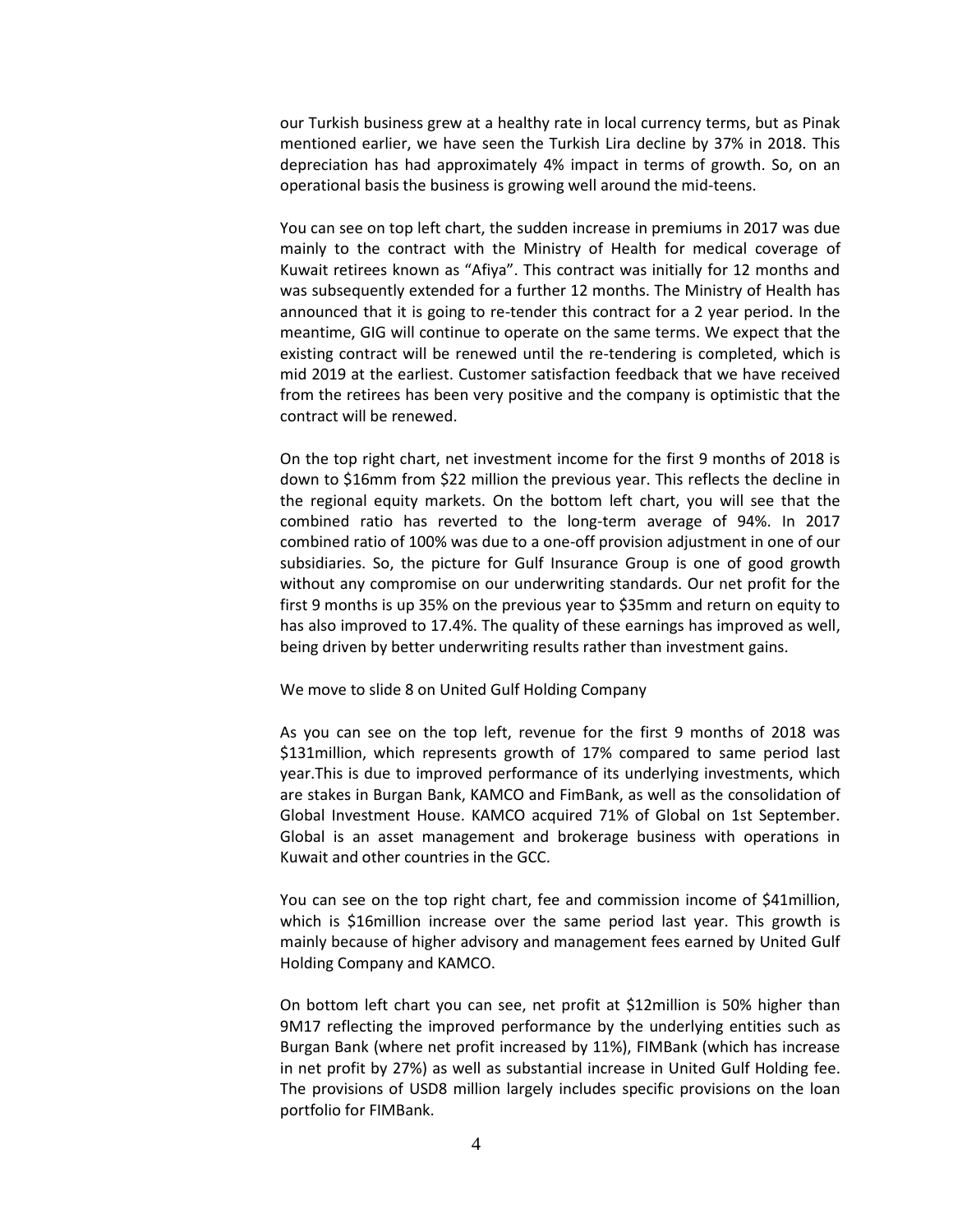our Turkish business grew at a healthy rate in local currency terms, but as Pinak mentioned earlier, we have seen the Turkish Lira decline by 37% in 2018. This depreciation has had approximately 4% impact in terms of growth. So, on an operational basis the business is growing well around the mid-teens.

You can see on top left chart, the sudden increase in premiums in 2017 was due mainly to the contract with the Ministry of Health for medical coverage of Kuwait retirees known as "Afiya". This contract was initially for 12 months and was subsequently extended for a further 12 months. The Ministry of Health has announced that it is going to re-tender this contract for a 2 year period. In the meantime, GIG will continue to operate on the same terms. We expect that the existing contract will be renewed until the re-tendering is completed, which is mid 2019 at the earliest. Customer satisfaction feedback that we have received from the retirees has been very positive and the company is optimistic that the contract will be renewed.

On the top right chart, net investment income for the first 9 months of 2018 is down to $16mm from $22 million the previous year. This reflects the decline in the regional equity markets. On the bottom left chart, you will see that the combined ratio has reverted to the long-term average of 94%. In 2017 combined ratio of 100% was due to a one-off provision adjustment in one of our subsidiaries. So, the picture for Gulf Insurance Group is one of good growth without any compromise on our underwriting standards. Our net profit for the first 9 months is up 35% on the previous year to $35mm and return on equity to has also improved to 17.4%. The quality of these earnings has improved as well, being driven by better underwriting results rather than investment gains.

We move to slide 8 on United Gulf Holding Company

As you can see on the top left, revenue for the first 9 months of 2018 was $131million, which represents growth of 17% compared to same period last year.This is due to improved performance of its underlying investments, which are stakes in Burgan Bank, KAMCO and FimBank, as well as the consolidation of Global Investment House. KAMCO acquired 71% of Global on 1st September. Global is an asset management and brokerage business with operations in Kuwait and other countries in the GCC.

You can see on the top right chart, fee and commission income of $41million, which is $16million increase over the same period last year. This growth is mainly because of higher advisory and management fees earned by United Gulf Holding Company and KAMCO.

On bottom left chart you can see, net profit at $12million is 50% higher than 9M17 reflecting the improved performance by the underlying entities such as Burgan Bank (where net profit increased by 11%), FIMBank (which has increase in net profit by 27%) as well as substantial increase in United Gulf Holding fee. The provisions of USD8 million largely includes specific provisions on the loan portfolio for FIMBank.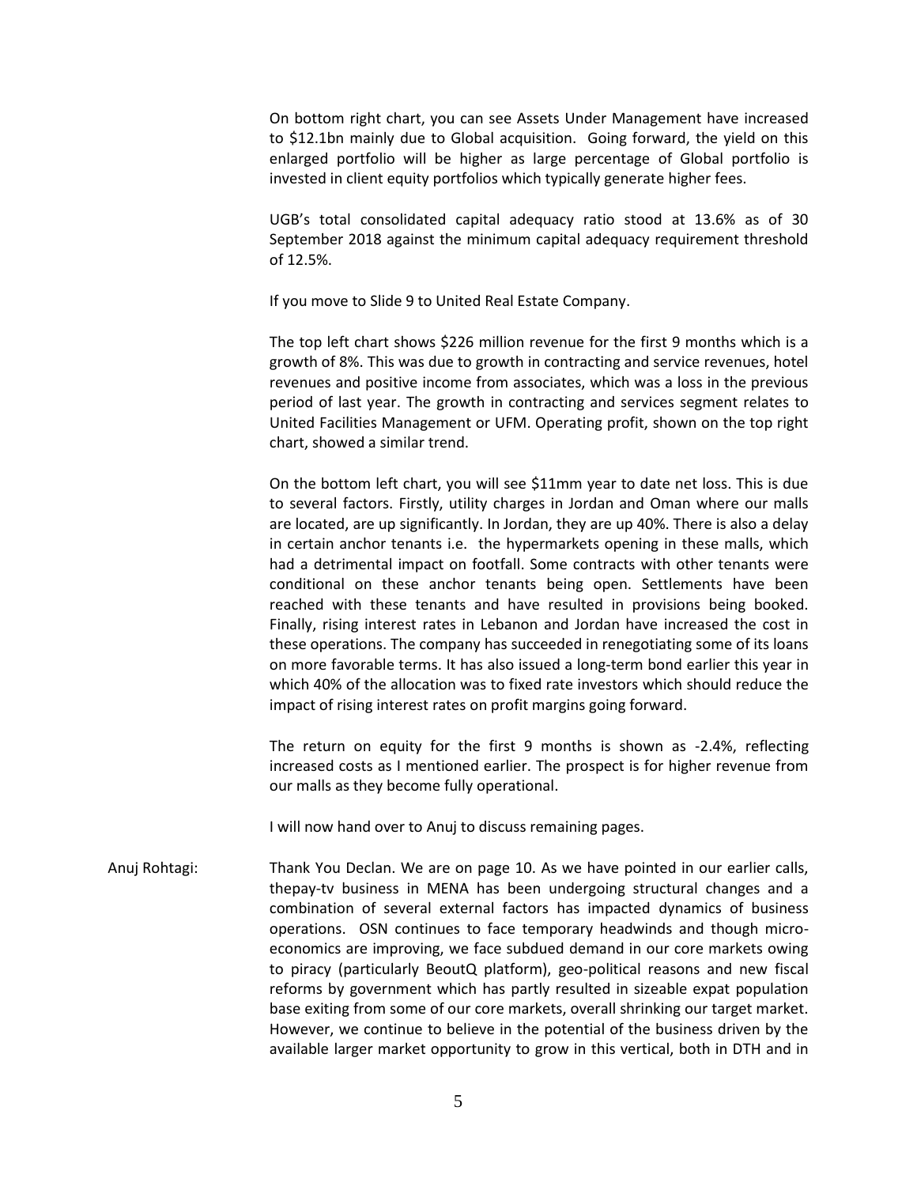On bottom right chart, you can see Assets Under Management have increased to \$12.1bn mainly due to Global acquisition. Going forward, the yield on this enlarged portfolio will be higher as large percentage of Global portfolio is invested in client equity portfolios which typically generate higher fees.

UGB's total consolidated capital adequacy ratio stood at 13.6% as of 30 September 2018 against the minimum capital adequacy requirement threshold of 12.5%.

If you move to Slide 9 to United Real Estate Company.

The top left chart shows \$226 million revenue for the first 9 months which is a growth of 8%. This was due to growth in contracting and service revenues, hotel revenues and positive income from associates, which was a loss in the previous period of last year. The growth in contracting and services segment relates to United Facilities Management or UFM. Operating profit, shown on the top right chart, showed a similar trend.

On the bottom left chart, you will see \$11mm year to date net loss. This is due to several factors. Firstly, utility charges in Jordan and Oman where our malls are located, are up significantly. In Jordan, they are up 40%. There is also a delay in certain anchor tenants i.e. the hypermarkets opening in these malls, which had a detrimental impact on footfall. Some contracts with other tenants were conditional on these anchor tenants being open. Settlements have been reached with these tenants and have resulted in provisions being booked. Finally, rising interest rates in Lebanon and Jordan have increased the cost in these operations. The company has succeeded in renegotiating some of its loans on more favorable terms. It has also issued a long-term bond earlier this year in which 40% of the allocation was to fixed rate investors which should reduce the impact of rising interest rates on profit margins going forward.

The return on equity for the first 9 months is shown as -2.4%, reflecting increased costs as I mentioned earlier. The prospect is for higher revenue from our malls as they become fully operational.

I will now hand over to Anuj to discuss remaining pages.

Anuj Rohtagi: Thank You Declan. We are on page 10. As we have pointed in our earlier calls, thepay-tv business in MENA has been undergoing structural changes and a combination of several external factors has impacted dynamics of business operations. OSN continues to face temporary headwinds and though micro-economics are improving, we face subdued demand in our core markets owing to piracy (particularly BeoutQ platform), geo-political reasons and new fiscal reforms by government which has partly resulted in sizeable expat population base exiting from some of our core markets, overall shrinking our target market. However, we continue to believe in the potential of the business driven by the available larger market opportunity to grow in this vertical, both in DTH and in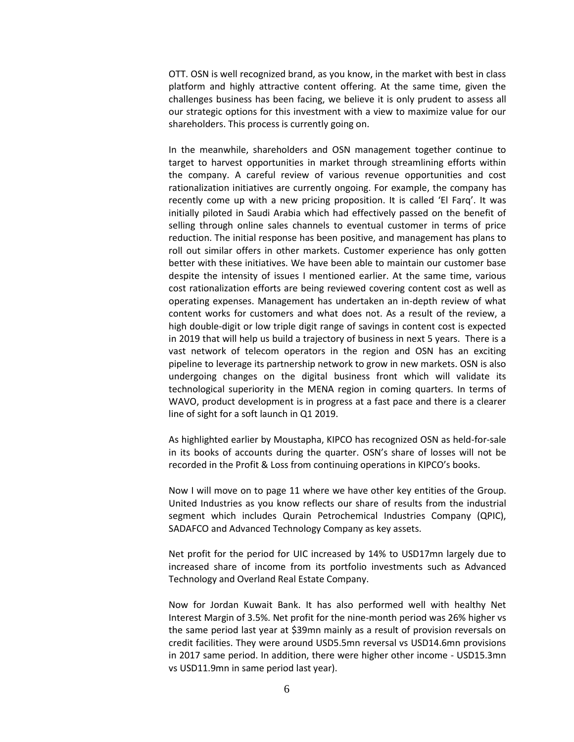OTT. OSN is well recognized brand, as you know, in the market with best in class platform and highly attractive content offering. At the same time, given the challenges business has been facing, we believe it is only prudent to assess all our strategic options for this investment with a view to maximize value for our shareholders. This process is currently going on.

In the meanwhile, shareholders and OSN management together continue to target to harvest opportunities in market through streamlining efforts within the company. A careful review of various revenue opportunities and cost rationalization initiatives are currently ongoing. For example, the company has recently come up with a new pricing proposition. It is called 'El Farq'. It was initially piloted in Saudi Arabia which had effectively passed on the benefit of selling through online sales channels to eventual customer in terms of price reduction. The initial response has been positive, and management has plans to roll out similar offers in other markets. Customer experience has only gotten better with these initiatives. We have been able to maintain our customer base despite the intensity of issues I mentioned earlier. At the same time, various cost rationalization efforts are being reviewed covering content cost as well as operating expenses. Management has undertaken an in-depth review of what content works for customers and what does not. As a result of the review, a high double-digit or low triple digit range of savings in content cost is expected in 2019 that will help us build a trajectory of business in next 5 years. There is a vast network of telecom operators in the region and OSN has an exciting pipeline to leverage its partnership network to grow in new markets. OSN is also undergoing changes on the digital business front which will validate its technological superiority in the MENA region in coming quarters. In terms of WAVO, product development is in progress at a fast pace and there is a clearer line of sight for a soft launch in Q1 2019.

As highlighted earlier by Moustapha, KIPCO has recognized OSN as held-for-sale in its books of accounts during the quarter. OSN's share of losses will not be recorded in the Profit & Loss from continuing operations in KIPCO's books.

Now I will move on to page 11 where we have other key entities of the Group. United Industries as you know reflects our share of results from the industrial segment which includes Qurain Petrochemical Industries Company (QPIC), SADAFCO and Advanced Technology Company as key assets.

Net profit for the period for UIC increased by 14% to USD17mn largely due to increased share of income from its portfolio investments such as Advanced Technology and Overland Real Estate Company.

Now for Jordan Kuwait Bank. It has also performed well with healthy Net Interest Margin of 3.5%. Net profit for the nine-month period was 26% higher vs the same period last year at $39mn mainly as a result of provision reversals on credit facilities. They were around USD5.5mn reversal vs USD14.6mn provisions in 2017 same period. In addition, there were higher other income - USD15.3mn vs USD11.9mn in same period last year).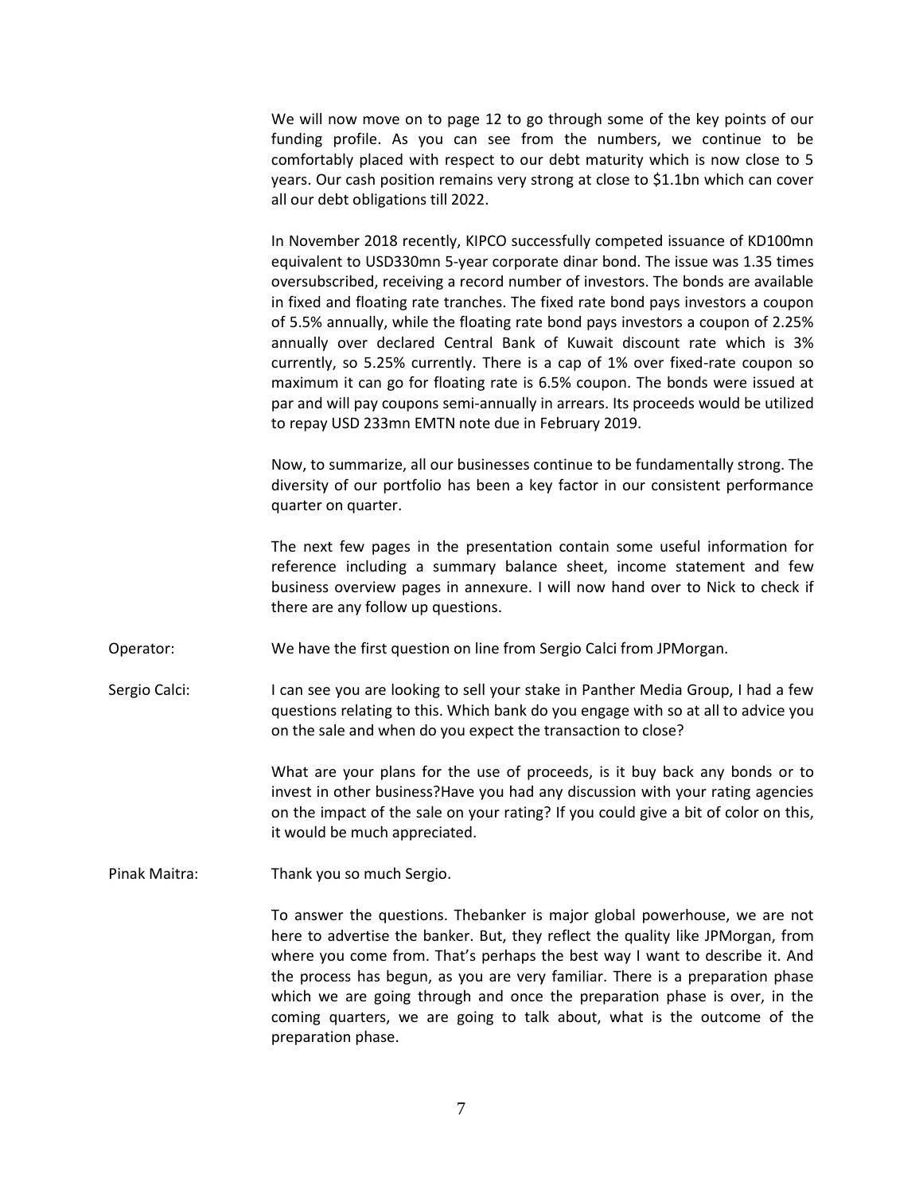We will now move on to page 12 to go through some of the key points of our funding profile. As you can see from the numbers, we continue to be comfortably placed with respect to our debt maturity which is now close to 5 years. Our cash position remains very strong at close to $1.1bn which can cover all our debt obligations till 2022.

In November 2018 recently, KIPCO successfully competed issuance of KD100mn equivalent to USD330mn 5-year corporate dinar bond. The issue was 1.35 times oversubscribed, receiving a record number of investors. The bonds are available in fixed and floating rate tranches. The fixed rate bond pays investors a coupon of 5.5% annually, while the floating rate bond pays investors a coupon of 2.25% annually over declared Central Bank of Kuwait discount rate which is 3% currently, so 5.25% currently. There is a cap of 1% over fixed-rate coupon so maximum it can go for floating rate is 6.5% coupon. The bonds were issued at par and will pay coupons semi-annually in arrears. Its proceeds would be utilized to repay USD 233mn EMTN note due in February 2019.

Now, to summarize, all our businesses continue to be fundamentally strong. The diversity of our portfolio has been a key factor in our consistent performance quarter on quarter.

The next few pages in the presentation contain some useful information for reference including a summary balance sheet, income statement and few business overview pages in annexure. I will now hand over to Nick to check if there are any follow up questions.

Operator: We have the first question on line from Sergio Calci from JPMorgan.

Sergio Calci: I can see you are looking to sell your stake in Panther Media Group, I had a few questions relating to this. Which bank do you engage with so at all to advice you on the sale and when do you expect the transaction to close?

What are your plans for the use of proceeds, is it buy back any bonds or to invest in other business?Have you had any discussion with your rating agencies on the impact of the sale on your rating? If you could give a bit of color on this, it would be much appreciated.

Pinak Maitra: Thank you so much Sergio.

To answer the questions. Thebanker is major global powerhouse, we are not here to advertise the banker. But, they reflect the quality like JPMorgan, from where you come from. That's perhaps the best way I want to describe it. And the process has begun, as you are very familiar. There is a preparation phase which we are going through and once the preparation phase is over, in the coming quarters, we are going to talk about, what is the outcome of the preparation phase.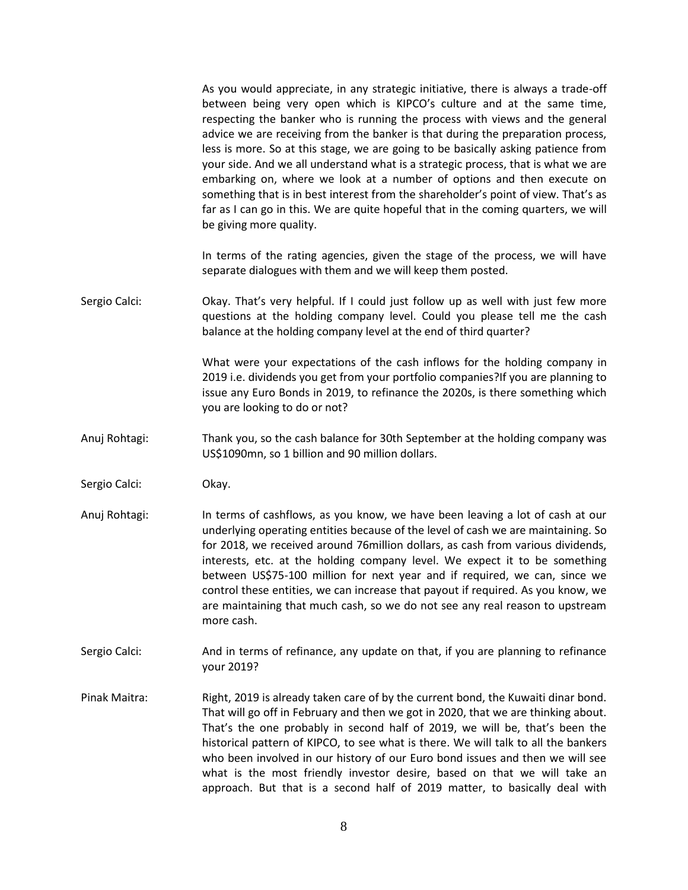As you would appreciate, in any strategic initiative, there is always a trade-off between being very open which is KIPCO's culture and at the same time, respecting the banker who is running the process with views and the general advice we are receiving from the banker is that during the preparation process, less is more. So at this stage, we are going to be basically asking patience from your side. And we all understand what is a strategic process, that is what we are embarking on, where we look at a number of options and then execute on something that is in best interest from the shareholder's point of view. That's as far as I can go in this. We are quite hopeful that in the coming quarters, we will be giving more quality.

In terms of the rating agencies, given the stage of the process, we will have separate dialogues with them and we will keep them posted.

Sergio Calci: Okay. That's very helpful. If I could just follow up as well with just few more questions at the holding company level. Could you please tell me the cash balance at the holding company level at the end of third quarter?

What were your expectations of the cash inflows for the holding company in 2019 i.e. dividends you get from your portfolio companies?If you are planning to issue any Euro Bonds in 2019, to refinance the 2020s, is there something which you are looking to do or not?

Anuj Rohtagi: Thank you, so the cash balance for 30th September at the holding company was US$1090mn, so 1 billion and 90 million dollars.

Sergio Calci: Okay.

Anuj Rohtagi: In terms of cashflows, as you know, we have been leaving a lot of cash at our underlying operating entities because of the level of cash we are maintaining. So for 2018, we received around 76million dollars, as cash from various dividends, interests, etc. at the holding company level. We expect it to be something between US$75-100 million for next year and if required, we can, since we control these entities, we can increase that payout if required. As you know, we are maintaining that much cash, so we do not see any real reason to upstream more cash.

Sergio Calci: And in terms of refinance, any update on that, if you are planning to refinance your 2019?

Pinak Maitra: Right, 2019 is already taken care of by the current bond, the Kuwaiti dinar bond. That will go off in February and then we got in 2020, that we are thinking about. That's the one probably in second half of 2019, we will be, that's been the historical pattern of KIPCO, to see what is there. We will talk to all the bankers who been involved in our history of our Euro bond issues and then we will see what is the most friendly investor desire, based on that we will take an approach. But that is a second half of 2019 matter, to basically deal with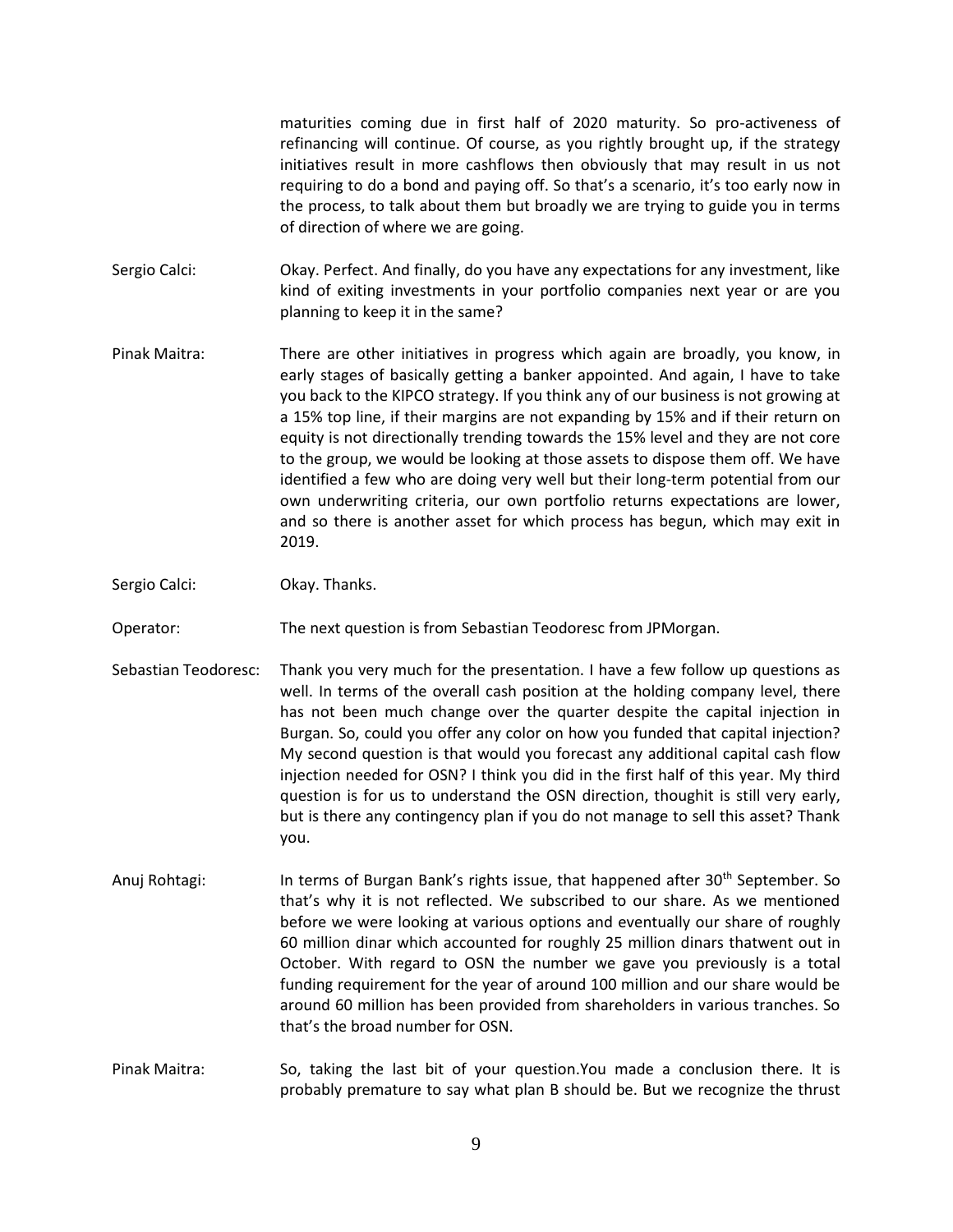maturities coming due in first half of 2020 maturity. So pro-activeness of refinancing will continue. Of course, as you rightly brought up, if the strategy initiatives result in more cashflows then obviously that may result in us not requiring to do a bond and paying off. So that's a scenario, it's too early now in the process, to talk about them but broadly we are trying to guide you in terms of direction of where we are going.

Sergio Calci: Okay. Perfect. And finally, do you have any expectations for any investment, like kind of exiting investments in your portfolio companies next year or are you planning to keep it in the same?

Pinak Maitra: There are other initiatives in progress which again are broadly, you know, in early stages of basically getting a banker appointed. And again, I have to take you back to the KIPCO strategy. If you think any of our business is not growing at a 15% top line, if their margins are not expanding by 15% and if their return on equity is not directionally trending towards the 15% level and they are not core to the group, we would be looking at those assets to dispose them off. We have identified a few who are doing very well but their long-term potential from our own underwriting criteria, our own portfolio returns expectations are lower, and so there is another asset for which process has begun, which may exit in 2019.

Sergio Calci: Okay. Thanks.

Operator: The next question is from Sebastian Teodoresc from JPMorgan.

Sebastian Teodoresc: Thank you very much for the presentation. I have a few follow up questions as well. In terms of the overall cash position at the holding company level, there has not been much change over the quarter despite the capital injection in Burgan. So, could you offer any color on how you funded that capital injection? My second question is that would you forecast any additional capital cash flow injection needed for OSN? I think you did in the first half of this year. My third question is for us to understand the OSN direction, thought it is still very early, but is there any contingency plan if you do not manage to sell this asset? Thank you.

Anuj Rohtagi: In terms of Burgan Bank's rights issue, that happened after 30th September. So that's why it is not reflected. We subscribed to our share. As we mentioned before we were looking at various options and eventually our share of roughly 60 million dinar which accounted for roughly 25 million dinars thatwent out in October. With regard to OSN the number we gave you previously is a total funding requirement for the year of around 100 million and our share would be around 60 million has been provided from shareholders in various tranches. So that's the broad number for OSN.

Pinak Maitra: So, taking the last bit of your question.You made a conclusion there. It is probably premature to say what plan B should be. But we recognize the thrust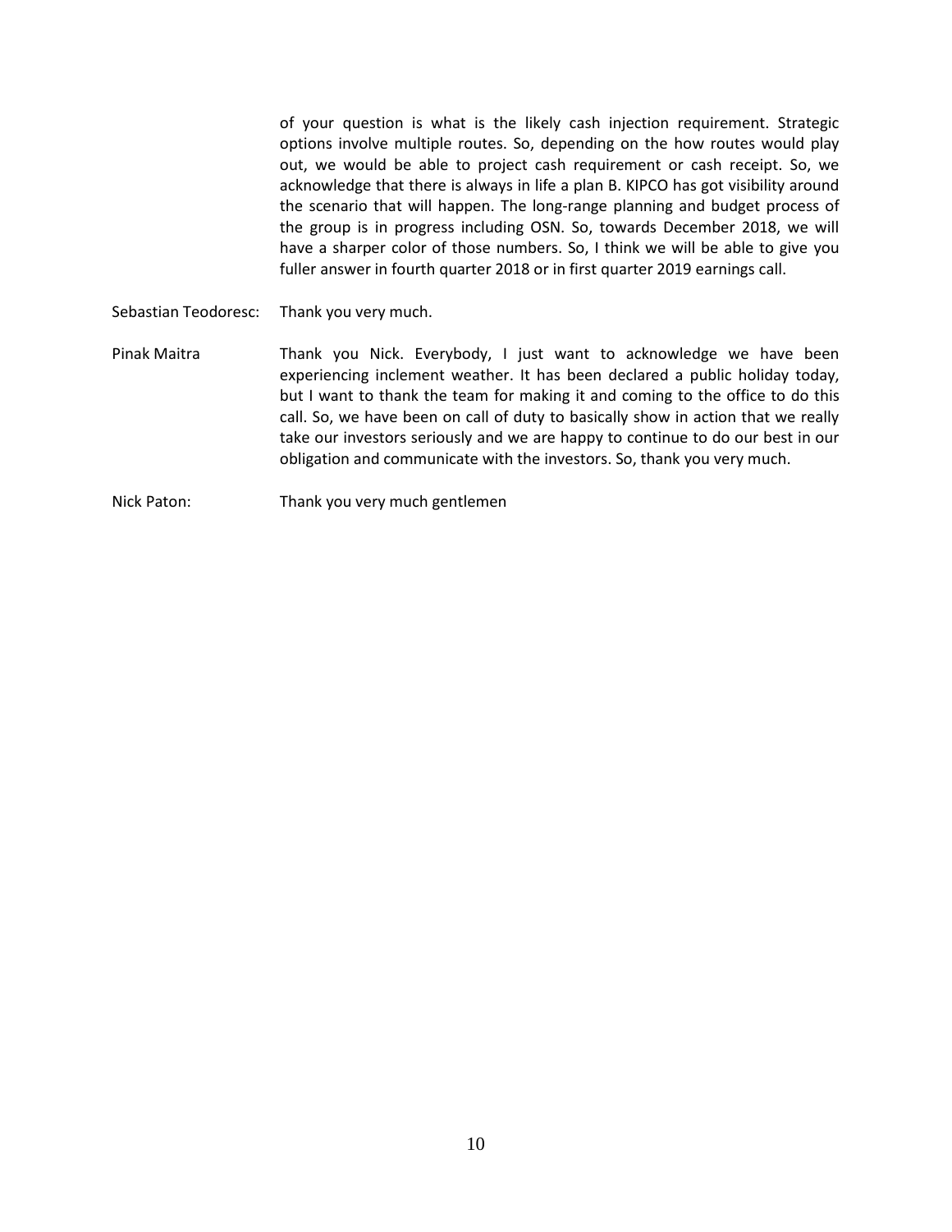of your question is what is the likely cash injection requirement. Strategic options involve multiple routes. So, depending on the how routes would play out, we would be able to project cash requirement or cash receipt. So, we acknowledge that there is always in life a plan B. KIPCO has got visibility around the scenario that will happen. The long-range planning and budget process of the group is in progress including OSN. So, towards December 2018, we will have a sharper color of those numbers. So, I think we will be able to give you fuller answer in fourth quarter 2018 or in first quarter 2019 earnings call.

Sebastian Teodoresc: Thank you very much.

Pinak Maitra: Thank you Nick. Everybody, I just want to acknowledge we have been experiencing inclement weather. It has been declared a public holiday today, but I want to thank the team for making it and coming to the office to do this call. So, we have been on call of duty to basically show in action that we really take our investors seriously and we are happy to continue to do our best in our obligation and communicate with the investors. So, thank you very much.

Nick Paton: Thank you very much gentlemen